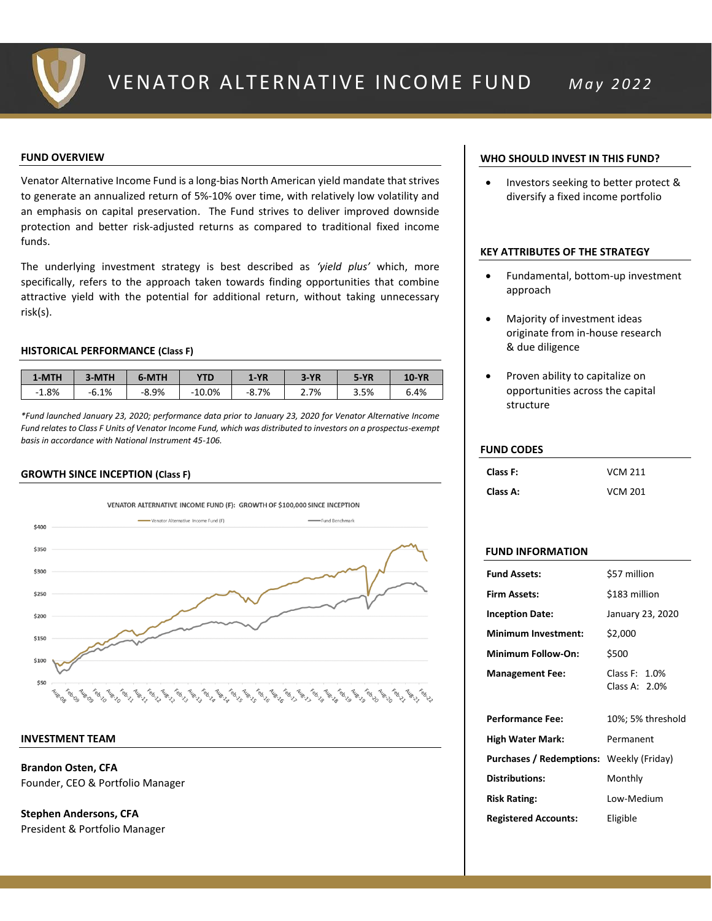# VENATOR ALTERNATIVE INCOME FUND

*May 2022*

## FUND OVERVIEW

Venator Alternative Income Fund is a long-bias North American yield mandate that strives to generate an annualized return of 5%-10% over time, with relatively low volatility and an emphasis on capital preservation. The Fund strives to deliver improved downside protection and better risk-adjusted returns as compared to traditional fixed income funds.

The underlying investment strategy is best described as *'yield plus'* which, more specifically, refers to the approach taken towards finding opportunities that combine attractive yield with the potential for additional return, without taking unnecessary risk(s).

## HISTORICAL PERFORMANCE (Class F)

| 1-MTH | 3-MTH | 6-MTH | YTD | 1-YR | 3-YR | 5-YR | 10-YR |
|---|---|---|---|---|---|---|---|
| -1.8% | -6.1% | -8.9% | -10.0% | -8.7% | 2.7% | 3.5% | 6.4% |

*\*Fund launched January 23, 2020; performance data prior to January 23, 2020 for Venator Alternative Income Fund relates to Class F Units of Venator Income Fund, which was distributed to investors on a prospectus-exempt basis in accordance with National Instrument 45-106.*

## GROWTH SINCE INCEPTION (Class F)

VENATOR ALTERNATIVE INCOME FUND (F): GROWTH OF $100,000 SINCE INCEPTION

## INVESTMENT TEAM

**Brandon Osten, CFA**
Founder, CEO & Portfolio Manager

**Stephen Andersons, CFA**
President & Portfolio Manager

## WHO SHOULD INVEST IN THIS FUND?

- Investors seeking to better protect & diversify a fixed income portfolio

## KEY ATTRIBUTES OF THE STRATEGY

- Fundamental, bottom-up investment approach
- Majority of investment ideas originate from in-house research & due diligence
- Proven ability to capitalize on opportunities across the capital structure

## FUND CODES

| | |
|---|---|
| **Class F:** | VCM 211 |
| **Class A:** | VCM 201 |

## FUND INFORMATION

| | |
|---|---|
| **Fund Assets:** | $57 million |
| **Firm Assets:** | $183 million |
| **Inception Date:** | January 23, 2020 |
| **Minimum Investment:** | $2,000 |
| **Minimum Follow-On:** | $500 |
| **Management Fee:** | Class F: 1.0% Class A: 2.0% |
| **Performance Fee:** | 10%; 5% threshold |
| **High Water Mark:** | Permanent |
| **Purchases / Redemptions:** | Weekly (Friday) |
| **Distributions:** | Monthly |
| **Risk Rating:** | Low-Medium |
| **Registered Accounts:** | Eligible |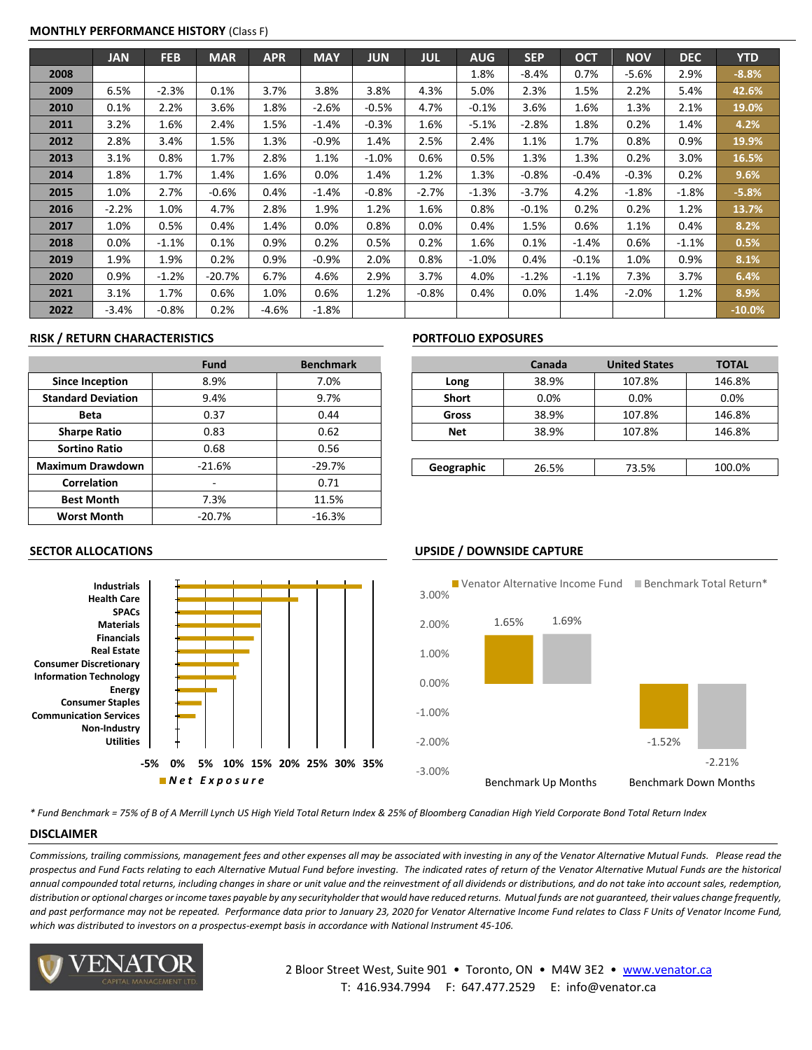**MONTHLY PERFORMANCE HISTORY** (Class F)

| | JAN | FEB | MAR | APR | MAY | JUN | JUL | AUG | SEP | OCT | NOV | DEC | YTD |
|---|---|---|---|---|---|---|---|---|---|---|---|---|---|
| 2008 | | | | | | | | 1.8% | -8.4% | 0.7% | -5.6% | 2.9% | -8.8% |
| 2009 | 6.5% | -2.3% | 0.1% | 3.7% | 3.8% | 3.8% | 4.3% | 5.0% | 2.3% | 1.5% | 2.2% | 5.4% | 42.6% |
| 2010 | 0.1% | 2.2% | 3.6% | 1.8% | -2.6% | -0.5% | 4.7% | -0.1% | 3.6% | 1.6% | 1.3% | 2.1% | 19.0% |
| 2011 | 3.2% | 1.6% | 2.4% | 1.5% | -1.4% | -0.3% | 1.6% | -5.1% | -2.8% | 1.8% | 0.2% | 1.4% | 4.2% |
| 2012 | 2.8% | 3.4% | 1.5% | 1.3% | -0.9% | 1.4% | 2.5% | 2.4% | 1.1% | 1.7% | 0.8% | 0.9% | 19.9% |
| 2013 | 3.1% | 0.8% | 1.7% | 2.8% | 1.1% | -1.0% | 0.6% | 0.5% | 1.3% | 1.3% | 0.2% | 3.0% | 16.5% |
| 2014 | 1.8% | 1.7% | 1.4% | 1.6% | 0.0% | 1.4% | 1.2% | 1.3% | -0.8% | -0.4% | -0.3% | 0.2% | 9.6% |
| 2015 | 1.0% | 2.7% | -0.6% | 0.4% | -1.4% | -0.8% | -2.7% | -1.3% | -3.7% | 4.2% | -1.8% | -1.8% | -5.8% |
| 2016 | -2.2% | 1.0% | 4.7% | 2.8% | 1.9% | 1.2% | 1.6% | 0.8% | -0.1% | 0.2% | 0.2% | 1.2% | 13.7% |
| 2017 | 1.0% | 0.5% | 0.4% | 1.4% | 0.0% | 0.8% | 0.0% | 0.4% | 1.5% | 0.6% | 1.1% | 0.4% | 8.2% |
| 2018 | 0.0% | -1.1% | 0.1% | 0.9% | 0.2% | 0.5% | 0.2% | 1.6% | 0.1% | -1.4% | 0.6% | -1.1% | 0.5% |
| 2019 | 1.9% | 1.9% | 0.2% | 0.9% | -0.9% | 2.0% | 0.8% | -1.0% | 0.4% | -0.1% | 1.0% | 0.9% | 8.1% |
| 2020 | 0.9% | -1.2% | -20.7% | 6.7% | 4.6% | 2.9% | 3.7% | 4.0% | -1.2% | -1.1% | 7.3% | 3.7% | 6.4% |
| 2021 | 3.1% | 1.7% | 0.6% | 1.0% | 0.6% | 1.2% | -0.8% | 0.4% | 0.0% | 1.4% | -2.0% | 1.2% | 8.9% |
| 2022 | -3.4% | -0.8% | 0.2% | -4.6% | -1.8% | | | | | | | | -10.0% |

**RISK / RETURN CHARACTERISTICS**

| | Fund | Benchmark |
|---|---|---|
| Since Inception | 8.9% | 7.0% |
| Standard Deviation | 9.4% | 9.7% |
| Beta | 0.37 | 0.44 |
| Sharpe Ratio | 0.83 | 0.62 |
| Sortino Ratio | 0.68 | 0.56 |
| Maximum Drawdown | -21.6% | -29.7% |
| Correlation | - | 0.71 |
| Best Month | 7.3% | 11.5% |
| Worst Month | -20.7% | -16.3% |

**PORTFOLIO EXPOSURES**

| | Canada | United States | TOTAL |
|---|---|---|---|
| Long | 38.9% | 107.8% | 146.8% |
| Short | 0.0% | 0.0% | 0.0% |
| Gross | 38.9% | 107.8% | 146.8% |
| Net | 38.9% | 107.8% | 146.8% |
| Geographic | 26.5% | 73.5% | 100.0% |

**SECTOR ALLOCATIONS**

Industrials
Health Care
SPACs
Materials
Financials
Real Estate
Consumer Discretionary
Information Technology
Energy
Consumer Staples
Communication Services
Non-Industry
Utilities

-5% 0% 5% 10% 15% 20% 25% 30% 35%

Net Exposure

**UPSIDE / DOWNSIDE CAPTURE**

Venator Alternative Income Fund  Benchmark Total Return*

3.00% 2.00% 1.00% 0.00% -1.00% -2.00% -3.00%

1.65% 1.69%

-1.52% -2.21%

Benchmark Up Months  Benchmark Down Months

*\* Fund Benchmark = 75% of B of A Merrill Lynch US High Yield Total Return Index & 25% of Bloomberg Canadian High Yield Corporate Bond Total Return Index*

**DISCLAIMER**

*Commissions, trailing commissions, management fees and other expenses all may be associated with investing in any of the Venator Alternative Mutual Funds. Please read the prospectus and Fund Facts relating to each Alternative Mutual Fund before investing. The indicated rates of return of the Venator Alternative Mutual Funds are the historical annual compounded total returns, including changes in share or unit value and the reinvestment of all dividends or distributions, and do not take into account sales, redemption, distribution or optional charges or income taxes payable by any securityholder that would have reduced returns. Mutual funds are not guaranteed, their values change frequently, and past performance may not be repeated. Performance data prior to January 23, 2020 for Venator Alternative Income Fund relates to Class F Units of Venator Income Fund, which was distributed to investors on a prospectus-exempt basis in accordance with National Instrument 45-106.*

VENATOR CAPITAL MANAGEMENT LTD.

2 Bloor Street West, Suite 901 • Toronto, ON • M4W 3E2 • www.venator.ca
T: 416.934.7994 F: 647.477.2529 E: info@venator.ca